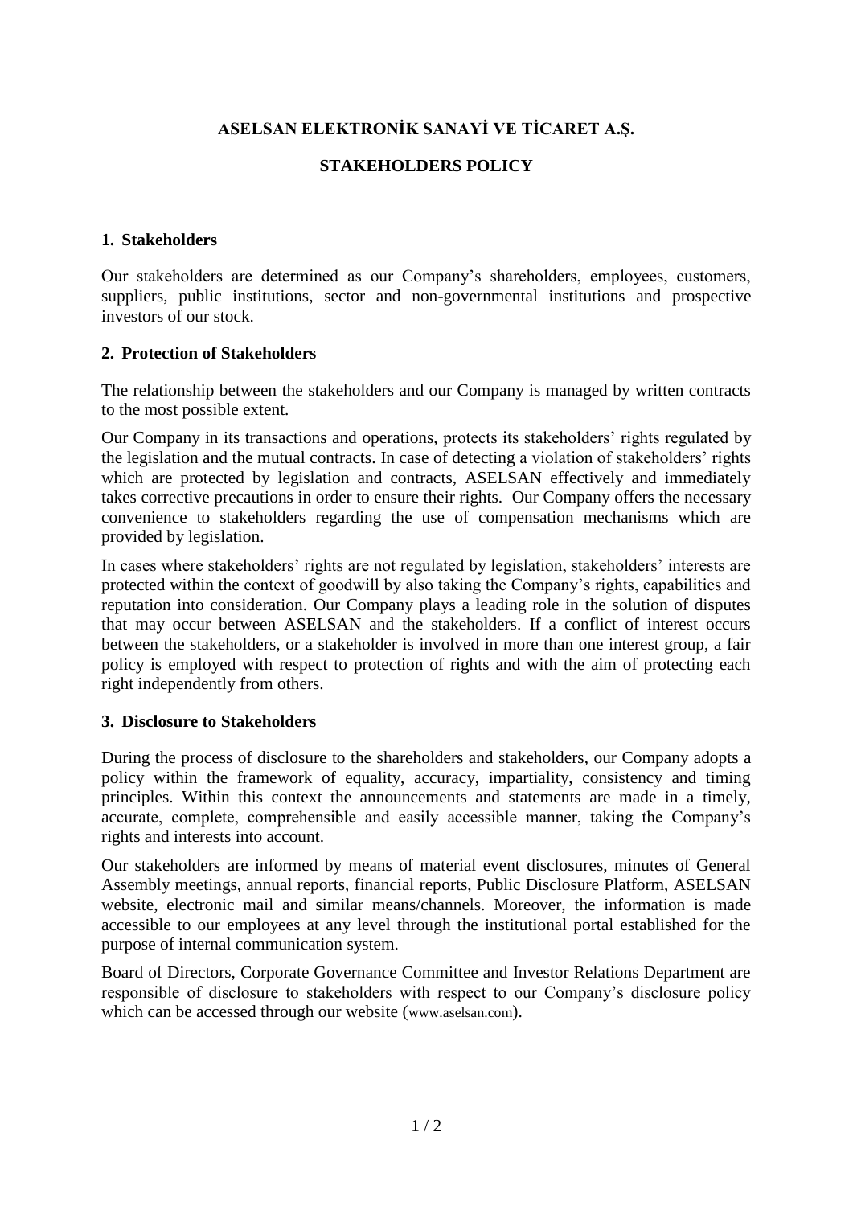# ASELSAN ELEKTRONİK SANAYİ VE TİCARET A.Ş.

## STAKEHOLDERS POLICY

### 1. Stakeholders

Our stakeholders are determined as our Company's shareholders, employees, customers, suppliers, public institutions, sector and non-governmental institutions and prospective investors of our stock.

### 2. Protection of Stakeholders

The relationship between the stakeholders and our Company is managed by written contracts to the most possible extent.

Our Company in its transactions and operations, protects its stakeholders' rights regulated by the legislation and the mutual contracts. In case of detecting a violation of stakeholders' rights which are protected by legislation and contracts, ASELSAN effectively and immediately takes corrective precautions in order to ensure their rights. Our Company offers the necessary convenience to stakeholders regarding the use of compensation mechanisms which are provided by legislation.

In cases where stakeholders' rights are not regulated by legislation, stakeholders' interests are protected within the context of goodwill by also taking the Company's rights, capabilities and reputation into consideration. Our Company plays a leading role in the solution of disputes that may occur between ASELSAN and the stakeholders. If a conflict of interest occurs between the stakeholders, or a stakeholder is involved in more than one interest group, a fair policy is employed with respect to protection of rights and with the aim of protecting each right independently from others.

### 3. Disclosure to Stakeholders

During the process of disclosure to the shareholders and stakeholders, our Company adopts a policy within the framework of equality, accuracy, impartiality, consistency and timing principles. Within this context the announcements and statements are made in a timely, accurate, complete, comprehensible and easily accessible manner, taking the Company's rights and interests into account.

Our stakeholders are informed by means of material event disclosures, minutes of General Assembly meetings, annual reports, financial reports, Public Disclosure Platform, ASELSAN website, electronic mail and similar means/channels. Moreover, the information is made accessible to our employees at any level through the institutional portal established for the purpose of internal communication system.

Board of Directors, Corporate Governance Committee and Investor Relations Department are responsible of disclosure to stakeholders with respect to our Company's disclosure policy which can be accessed through our website (www.aselsan.com).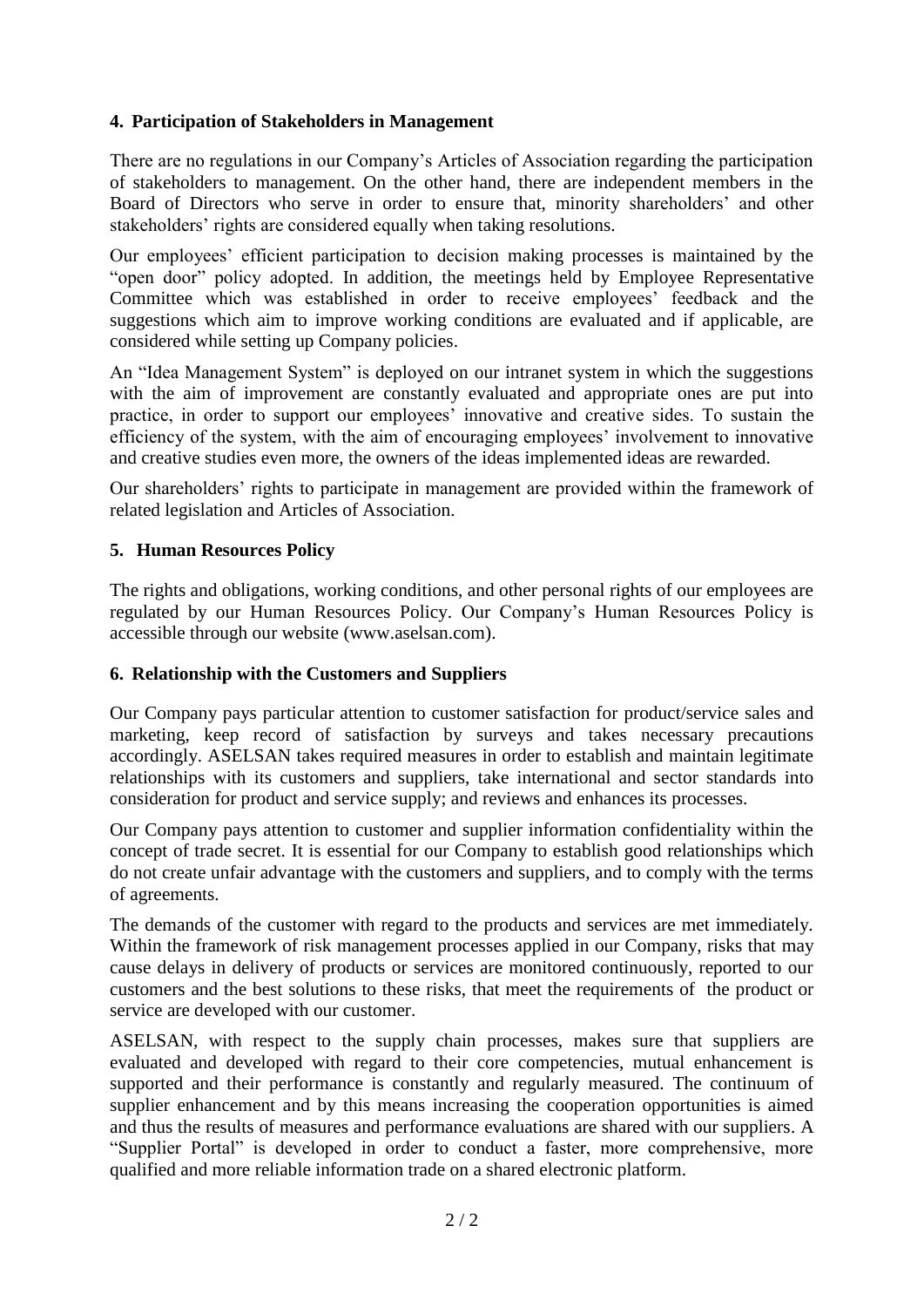## 4. Participation of Stakeholders in Management

There are no regulations in our Company's Articles of Association regarding the participation of stakeholders to management. On the other hand, there are independent members in the Board of Directors who serve in order to ensure that, minority shareholders' and other stakeholders' rights are considered equally when taking resolutions.

Our employees' efficient participation to decision making processes is maintained by the "open door" policy adopted. In addition, the meetings held by Employee Representative Committee which was established in order to receive employees' feedback and the suggestions which aim to improve working conditions are evaluated and if applicable, are considered while setting up Company policies.

An "Idea Management System" is deployed on our intranet system in which the suggestions with the aim of improvement are constantly evaluated and appropriate ones are put into practice, in order to support our employees' innovative and creative sides. To sustain the efficiency of the system, with the aim of encouraging employees' involvement to innovative and creative studies even more, the owners of the ideas implemented ideas are rewarded.

Our shareholders' rights to participate in management are provided within the framework of related legislation and Articles of Association.

## 5. Human Resources Policy

The rights and obligations, working conditions, and other personal rights of our employees are regulated by our Human Resources Policy. Our Company's Human Resources Policy is accessible through our website (www.aselsan.com).

## 6. Relationship with the Customers and Suppliers

Our Company pays particular attention to customer satisfaction for product/service sales and marketing, keep record of satisfaction by surveys and takes necessary precautions accordingly. ASELSAN takes required measures in order to establish and maintain legitimate relationships with its customers and suppliers, take international and sector standards into consideration for product and service supply; and reviews and enhances its processes.

Our Company pays attention to customer and supplier information confidentiality within the concept of trade secret. It is essential for our Company to establish good relationships which do not create unfair advantage with the customers and suppliers, and to comply with the terms of agreements.

The demands of the customer with regard to the products and services are met immediately. Within the framework of risk management processes applied in our Company, risks that may cause delays in delivery of products or services are monitored continuously, reported to our customers and the best solutions to these risks, that meet the requirements of the product or service are developed with our customer.

ASELSAN, with respect to the supply chain processes, makes sure that suppliers are evaluated and developed with regard to their core competencies, mutual enhancement is supported and their performance is constantly and regularly measured. The continuum of supplier enhancement and by this means increasing the cooperation opportunities is aimed and thus the results of measures and performance evaluations are shared with our suppliers. A "Supplier Portal" is developed in order to conduct a faster, more comprehensive, more qualified and more reliable information trade on a shared electronic platform.